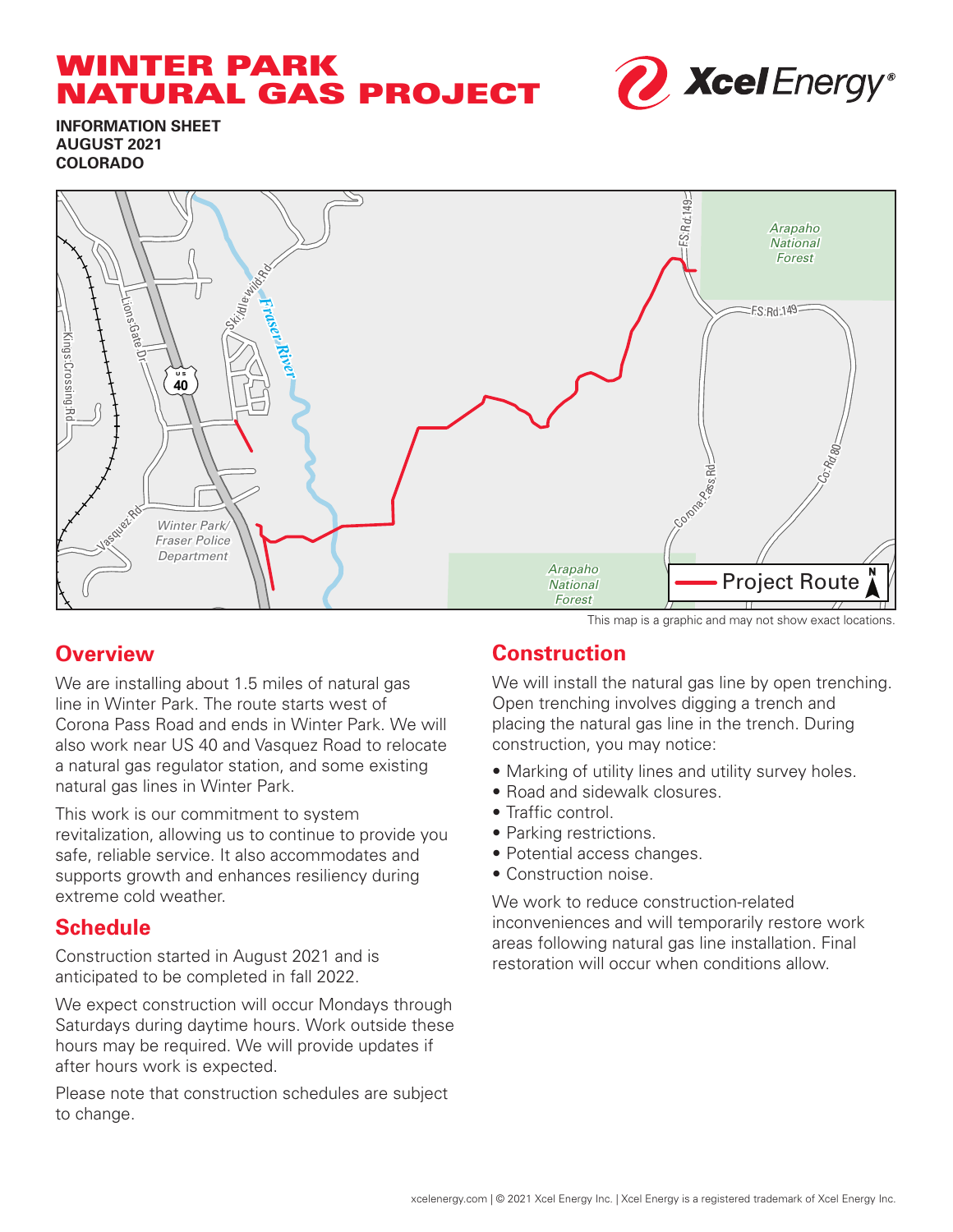# WINTER PARK NATURAL GAS PROJECT

**INFORMATION SHEET**
**AUGUST 2021**
**COLORADO**

This map is a graphic and may not show exact locations.

## Overview

We are installing about 1.5 miles of natural gas line in Winter Park. The route starts west of Corona Pass Road and ends in Winter Park. We will also work near US 40 and Vasquez Road to relocate a natural gas regulator station, and some existing natural gas lines in Winter Park.

This work is our commitment to system revitalization, allowing us to continue to provide you safe, reliable service. It also accommodates and supports growth and enhances resiliency during extreme cold weather.

## Schedule

Construction started in August 2021 and is anticipated to be completed in fall 2022.

We expect construction will occur Mondays through Saturdays during daytime hours. Work outside these hours may be required. We will provide updates if after hours work is expected.

Please note that construction schedules are subject to change.

## Construction

We will install the natural gas line by open trenching. Open trenching involves digging a trench and placing the natural gas line in the trench. During construction, you may notice:

- Marking of utility lines and utility survey holes.
- Road and sidewalk closures.
- Traffic control.
- Parking restrictions.
- Potential access changes.
- Construction noise.

We work to reduce construction-related inconveniences and will temporarily restore work areas following natural gas line installation. Final restoration will occur when conditions allow.

xcelenergy.com | © 2021 Xcel Energy Inc. | Xcel Energy is a registered trademark of Xcel Energy Inc.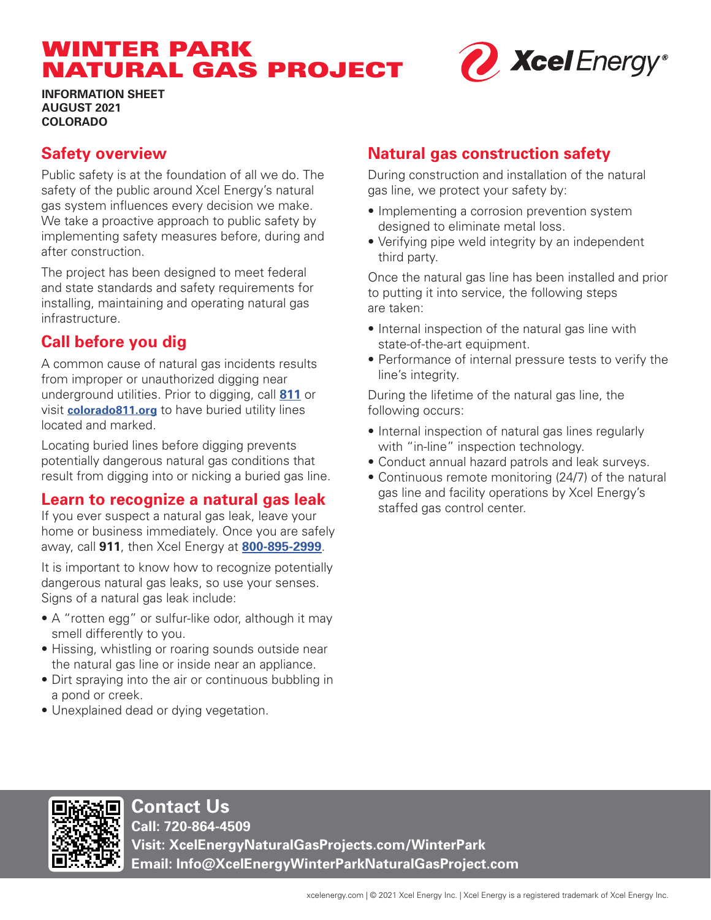# WINTER PARK NATURAL GAS PROJECT

**INFORMATION SHEET**
**AUGUST 2021**
**COLORADO**

## Safety overview

Public safety is at the foundation of all we do. The safety of the public around Xcel Energy's natural gas system influences every decision we make. We take a proactive approach to public safety by implementing safety measures before, during and after construction.

The project has been designed to meet federal and state standards and safety requirements for installing, maintaining and operating natural gas infrastructure.

## Call before you dig

A common cause of natural gas incidents results from improper or unauthorized digging near underground utilities. Prior to digging, call **811** or visit **colorado811.org** to have buried utility lines located and marked.

Locating buried lines before digging prevents potentially dangerous natural gas conditions that result from digging into or nicking a buried gas line.

## Learn to recognize a natural gas leak

If you ever suspect a natural gas leak, leave your home or business immediately. Once you are safely away, call **911**, then Xcel Energy at **800-895-2999**.

It is important to know how to recognize potentially dangerous natural gas leaks, so use your senses. Signs of a natural gas leak include:

- A "rotten egg" or sulfur-like odor, although it may smell differently to you.
- Hissing, whistling or roaring sounds outside near the natural gas line or inside near an appliance.
- Dirt spraying into the air or continuous bubbling in a pond or creek.
- Unexplained dead or dying vegetation.

## Natural gas construction safety

During construction and installation of the natural gas line, we protect your safety by:

- Implementing a corrosion prevention system designed to eliminate metal loss.
- Verifying pipe weld integrity by an independent third party.

Once the natural gas line has been installed and prior to putting it into service, the following steps are taken:

- Internal inspection of the natural gas line with state-of-the-art equipment.
- Performance of internal pressure tests to verify the line's integrity.

During the lifetime of the natural gas line, the following occurs:

- Internal inspection of natural gas lines regularly with "in-line" inspection technology.
- Conduct annual hazard patrols and leak surveys.
- Continuous remote monitoring (24/7) of the natural gas line and facility operations by Xcel Energy's staffed gas control center.

## Contact Us

**Call: 720-864-4509**
**Visit: XcelEnergyNaturalGasProjects.com/WinterPark**
**Email: Info@XcelEnergyWinterParkNaturalGasProject.com**

xcelenergy.com | © 2021 Xcel Energy Inc. | Xcel Energy is a registered trademark of Xcel Energy Inc.